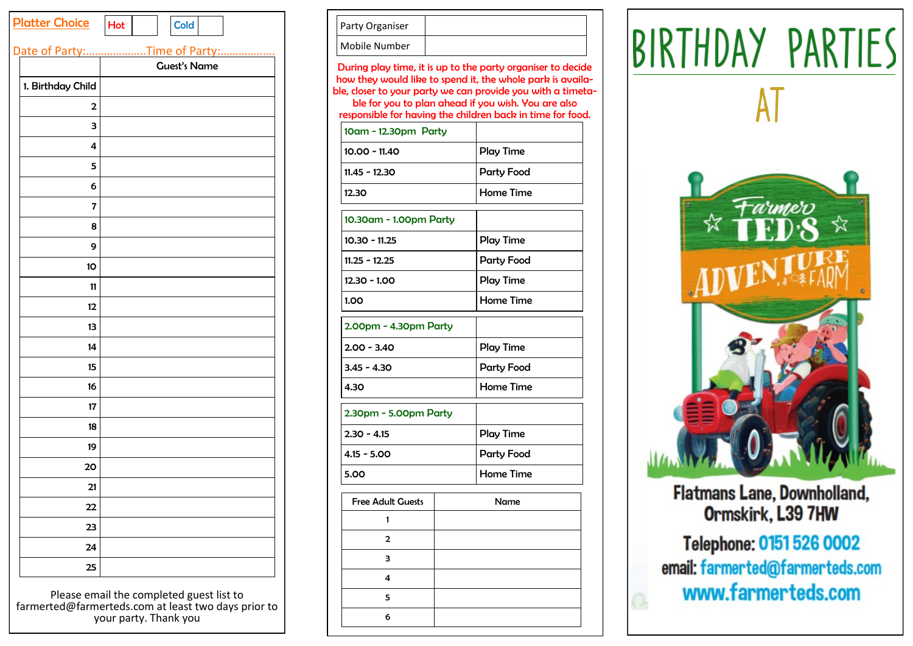**Platter Choice** | Hot | | Cold | |

Date of Party:………………..Time of Party:……………..

| | Guest's Name |
|---|---|
| 1. Birthday Child | |
| 2 | |
| 3 | |
| 4 | |
| 5 | |
| 6 | |
| 7 | |
| 8 | |
| 9 | |
| 10 | |
| 11 | |
| 12 | |
| 13 | |
| 14 | |
| 15 | |
| 16 | |
| 17 | |
| 18 | |
| 19 | |
| 20 | |
| 21 | |
| 22 | |
| 23 | |
| 24 | |
| 25 | |

Please email the completed guest list to farmerted@farmerteds.com at least two days prior to your party. Thank you

| Party Organiser | |
|---|---|
| Mobile Number | |

During play time, it is up to the party organiser to decide how they would like to spend it, the whole park is available, closer to your party we can provide you with a timetable for you to plan ahead if you wish. You are also responsible for having the children back in time for food.

| 10am - 12.30pm Party | |
|---|---|
| 10.00 - 11.40 | Play Time |
| 11.45 - 12.30 | Party Food |
| 12.30 | Home Time |

| 10.30am - 1.00pm Party | |
|---|---|
| 10.30 - 11.25 | Play Time |
| 11.25 - 12.25 | Party Food |
| 12.30 - 1.00 | Play Time |
| 1.00 | Home Time |

| 2.00pm - 4.30pm Party | |
|---|---|
| 2.00 - 3.40 | Play Time |
| 3.45 - 4.30 | Party Food |
| 4.30 | Home Time |

| 2.30pm - 5.00pm Party | |
|---|---|
| 2.30 - 4.15 | Play Time |
| 4.15 - 5.00 | Party Food |
| 5.00 | Home Time |

| Free Adult Guests | Name |
|---|---|
| 1 | |
| 2 | |
| 3 | |
| 4 | |
| 5 | |
| 6 | |

# BIRTHDAY PARTIES

# AT

Farmer Ted's Adventure Farm

Flatmans Lane, Downholland, Ormskirk, L39 7HW

Telephone: 0151 526 0002

email: farmerted@farmerteds.com

www.farmerteds.com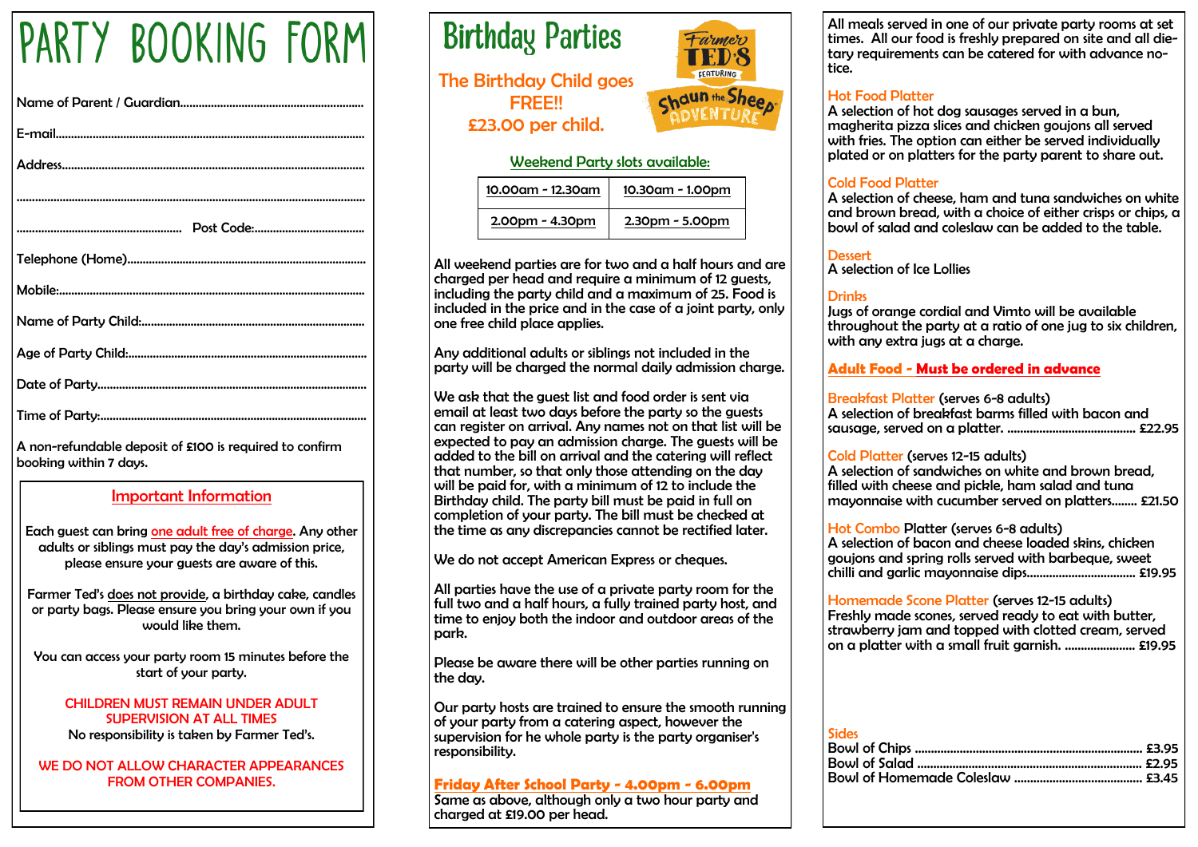# PARTY BOOKING FORM

Name of Parent / Guardian............................................................

E-mail......................................................................................

Address....................................................................................

..................................................................................................

..................................................... Post Code:....................................

Telephone (Home).............................................................

Mobile:.....................................................................................

Name of Party Child:..........................................................

Age of Party Child:..............................................................

Date of Party.........................................................................

Time of Party:........................................................................

A non-refundable deposit of £100 is required to confirm booking within 7 days.

## Important Information

Each guest can bring one adult free of charge. Any other adults or siblings must pay the day's admission price, please ensure your guests are aware of this.

Farmer Ted's does not provide, a birthday cake, candles or party bags. Please ensure you bring your own if you would like them.

You can access your party room 15 minutes before the start of your party.

CHILDREN MUST REMAIN UNDER ADULT SUPERVISION AT ALL TIMES
No responsibility is taken by Farmer Ted's.

WE DO NOT ALLOW CHARACTER APPEARANCES FROM OTHER COMPANIES.

# Birthday Parties

Farmer TED'S featuring Shaun the Sheep ADVENTURE

**The Birthday Child goes FREE!!**
**£23.00 per child.**

### Weekend Party slots available:

| | |
|---|---|
| 10.00am - 12.30am | 10.30am - 1.00pm |
| 2.00pm - 4.30pm | 2.30pm - 5.00pm |

All weekend parties are for two and a half hours and are charged per head and require a minimum of 12 guests, including the party child and a maximum of 25. Food is included in the price and in the case of a joint party, only one free child place applies.

Any additional adults or siblings not included in the party will be charged the normal daily admission charge.

We ask that the guest list and food order is sent via email at least two days before the party so the guests can register on arrival. Any names not on that list will be expected to pay an admission charge. The guests will be added to the bill on arrival and the catering will reflect that number, so that only those attending on the day will be paid for, with a minimum of 12 to include the Birthday child. The party bill must be paid in full on completion of your party. The bill must be checked at the time as any discrepancies cannot be rectified later.

We do not accept American Express or cheques.

All parties have the use of a private party room for the full two and a half hours, a fully trained party host, and time to enjoy both the indoor and outdoor areas of the park.

Please be aware there will be other parties running on the day.

Our party hosts are trained to ensure the smooth running of your party from a catering aspect, however the supervision for he whole party is the party organiser's responsibility.

**Friday After School Party - 4.00pm - 6.00pm**
Same as above, although only a two hour party and charged at £19.00 per head.

All meals served in one of our private party rooms at set times. All our food is freshly prepared on site and all dietary requirements can be catered for with advance notice.

### Hot Food Platter
A selection of hot dog sausages served in a bun, magherita pizza slices and chicken goujons all served with fries. The option can either be served individually plated or on platters for the party parent to share out.

### Cold Food Platter
A selection of cheese, ham and tuna sandwiches on white and brown bread, with a choice of either crisps or chips, a bowl of salad and coleslaw can be added to the table.

### Dessert
A selection of Ice Lollies

### Drinks
Jugs of orange cordial and Vimto will be available throughout the party at a ratio of one jug to six children, with any extra jugs at a charge.

## Adult Food - Must be ordered in advance

**Breakfast Platter** (serves 6-8 adults)
A selection of breakfast barms filled with bacon and sausage, served on a platter. ........................................ £22.95

**Cold Platter** (serves 12-15 adults)
A selection of sandwiches on white and brown bread, filled with cheese and pickle, ham salad and tuna mayonnaise with cucumber served on platters........ £21.50

**Hot Combo Platter** (serves 6-8 adults)
A selection of bacon and cheese loaded skins, chicken goujons and spring rolls served with barbeque, sweet chilli and garlic mayonnaise dips................................. £19.95

**Homemade Scone Platter** (serves 12-15 adults)
Freshly made scones, served ready to eat with butter, strawberry jam and topped with clotted cream, served on a platter with a small fruit garnish. ...................... £19.95

### Sides
Bowl of Chips ...................................................................... £3.95
Bowl of Salad ...................................................................... £2.95
Bowl of Homemade Coleslaw ........................................ £3.45